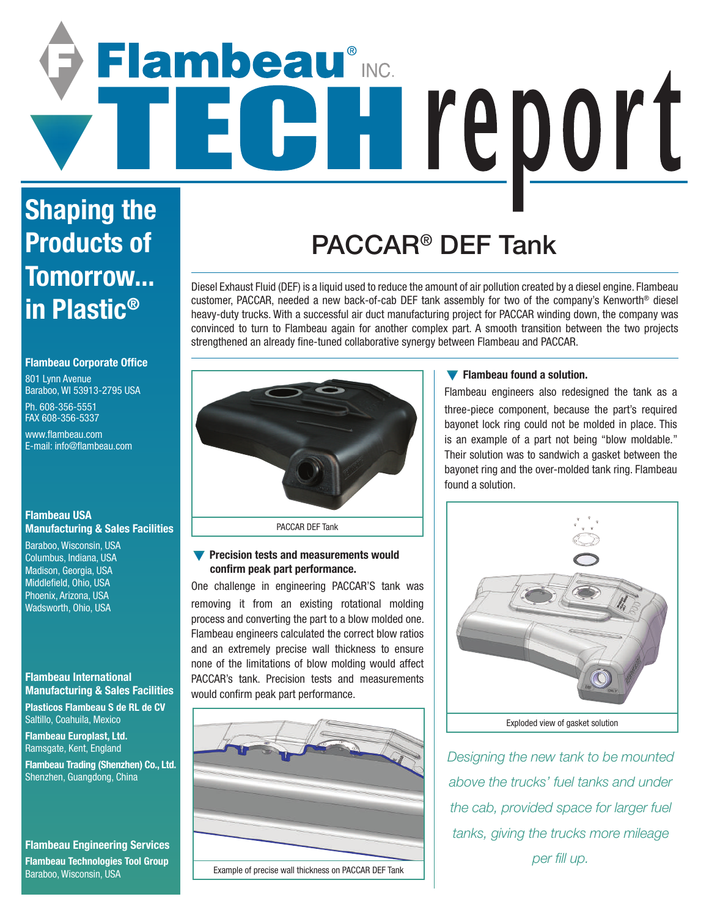# Flambeau® INC. TECH report

## Shaping the Products of Tomorrow... in Plastic®

**Flambeau Corporate Office**

801 Lynn Avenue
Baraboo, WI 53913-2795 USA

Ph. 608-356-5551
FAX 608-356-5337

www.flambeau.com
E-mail: info@flambeau.com

**Flambeau USA Manufacturing & Sales Facilities**

Baraboo, Wisconsin, USA
Columbus, Indiana, USA
Madison, Georgia, USA
Middlefield, Ohio, USA
Phoenix, Arizona, USA
Wadsworth, Ohio, USA

**Flambeau International Manufacturing & Sales Facilities**

**Plasticos Flambeau S de RL de CV**
Saltillo, Coahuila, Mexico

**Flambeau Europlast, Ltd.**
Ramsgate, Kent, England

**Flambeau Trading (Shenzhen) Co., Ltd.**
Shenzhen, Guangdong, China

**Flambeau Engineering Services**

**Flambeau Technologies Tool Group**
Baraboo, Wisconsin, USA

# PACCAR® DEF Tank

Diesel Exhaust Fluid (DEF) is a liquid used to reduce the amount of air pollution created by a diesel engine. Flambeau customer, PACCAR, needed a new back-of-cab DEF tank assembly for two of the company's Kenworth® diesel heavy-duty trucks. With a successful air duct manufacturing project for PACCAR winding down, the company was convinced to turn to Flambeau again for another complex part. A smooth transition between the two projects strengthened an already fine-tuned collaborative synergy between Flambeau and PACCAR.

PACCAR DEF Tank

### Precision tests and measurements would confirm peak part performance.

One challenge in engineering PACCAR'S tank was removing it from an existing rotational molding process and converting the part to a blow molded one. Flambeau engineers calculated the correct blow ratios and an extremely precise wall thickness to ensure none of the limitations of blow molding would affect PACCAR's tank. Precision tests and measurements would confirm peak part performance.

Example of precise wall thickness on PACCAR DEF Tank

### Flambeau found a solution.

Flambeau engineers also redesigned the tank as a three-piece component, because the part's required bayonet lock ring could not be molded in place. This is an example of a part not being "blow moldable." Their solution was to sandwich a gasket between the bayonet ring and the over-molded tank ring. Flambeau found a solution.

Exploded view of gasket solution

*Designing the new tank to be mounted above the trucks' fuel tanks and under the cab, provided space for larger fuel tanks, giving the trucks more mileage per fill up.*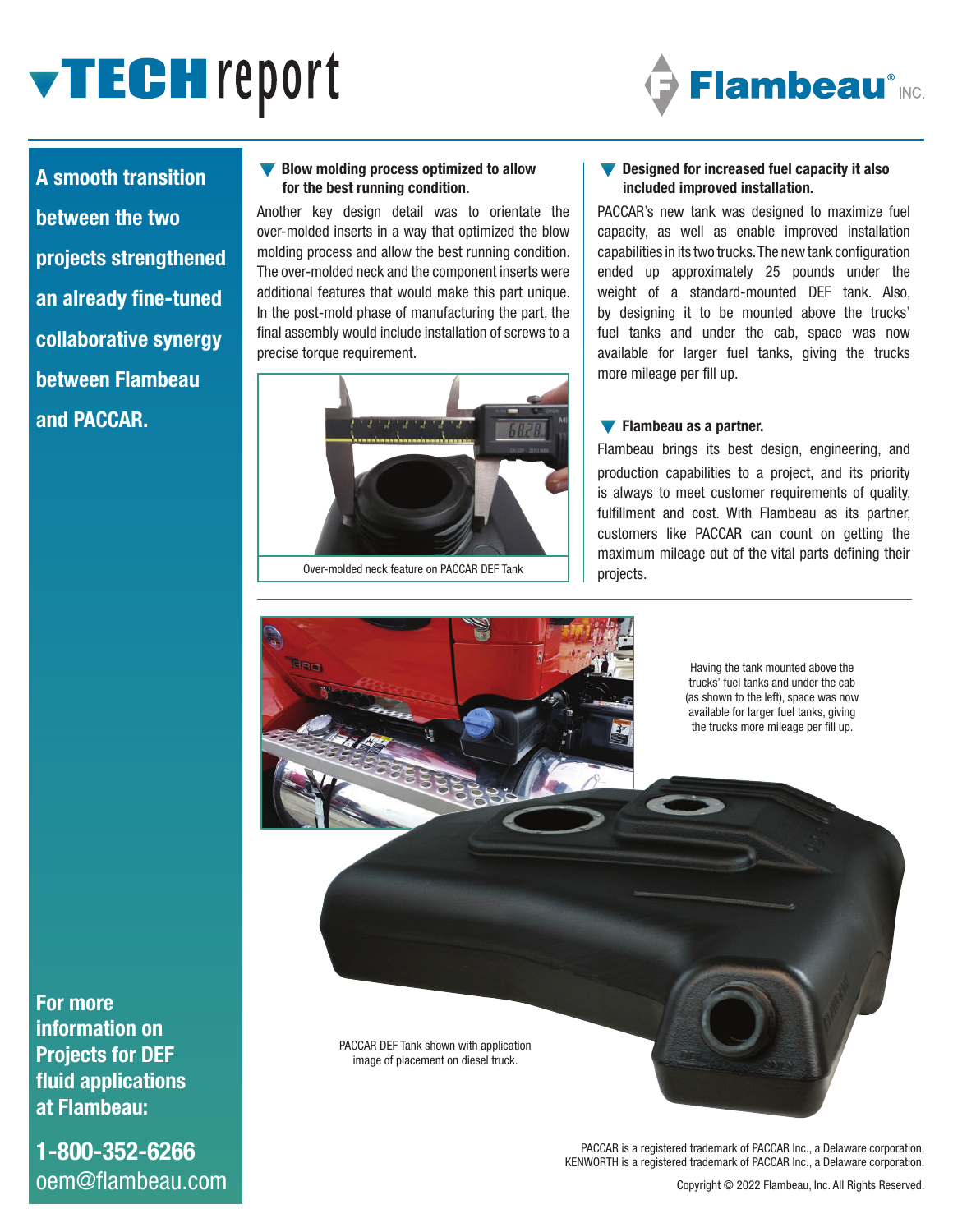# TECH report

**Flambeau® INC.**

**A smooth transition between the two projects strengthened an already fine-tuned collaborative synergy between Flambeau and PACCAR.**

### Blow molding process optimized to allow for the best running condition.

Another key design detail was to orientate the over-molded inserts in a way that optimized the blow molding process and allow the best running condition. The over-molded neck and the component inserts were additional features that would make this part unique. In the post-mold phase of manufacturing the part, the final assembly would include installation of screws to a precise torque requirement.

Over-molded neck feature on PACCAR DEF Tank

### Designed for increased fuel capacity it also included improved installation.

PACCAR's new tank was designed to maximize fuel capacity, as well as enable improved installation capabilities in its two trucks. The new tank configuration ended up approximately 25 pounds under the weight of a standard-mounted DEF tank. Also, by designing it to be mounted above the trucks' fuel tanks and under the cab, space was now available for larger fuel tanks, giving the trucks more mileage per fill up.

### Flambeau as a partner.

Flambeau brings its best design, engineering, and production capabilities to a project, and its priority is always to meet customer requirements of quality, fulfillment and cost. With Flambeau as its partner, customers like PACCAR can count on getting the maximum mileage out of the vital parts defining their projects.

Having the tank mounted above the trucks' fuel tanks and under the cab (as shown to the left), space was now available for larger fuel tanks, giving the trucks more mileage per fill up.

PACCAR DEF Tank shown with application image of placement on diesel truck.

**For more information on Projects for DEF fluid applications at Flambeau:**

**1-800-352-6266**
oem@flambeau.com

PACCAR is a registered trademark of PACCAR Inc., a Delaware corporation.
KENWORTH is a registered trademark of PACCAR Inc., a Delaware corporation.

Copyright © 2022 Flambeau, Inc. All Rights Reserved.